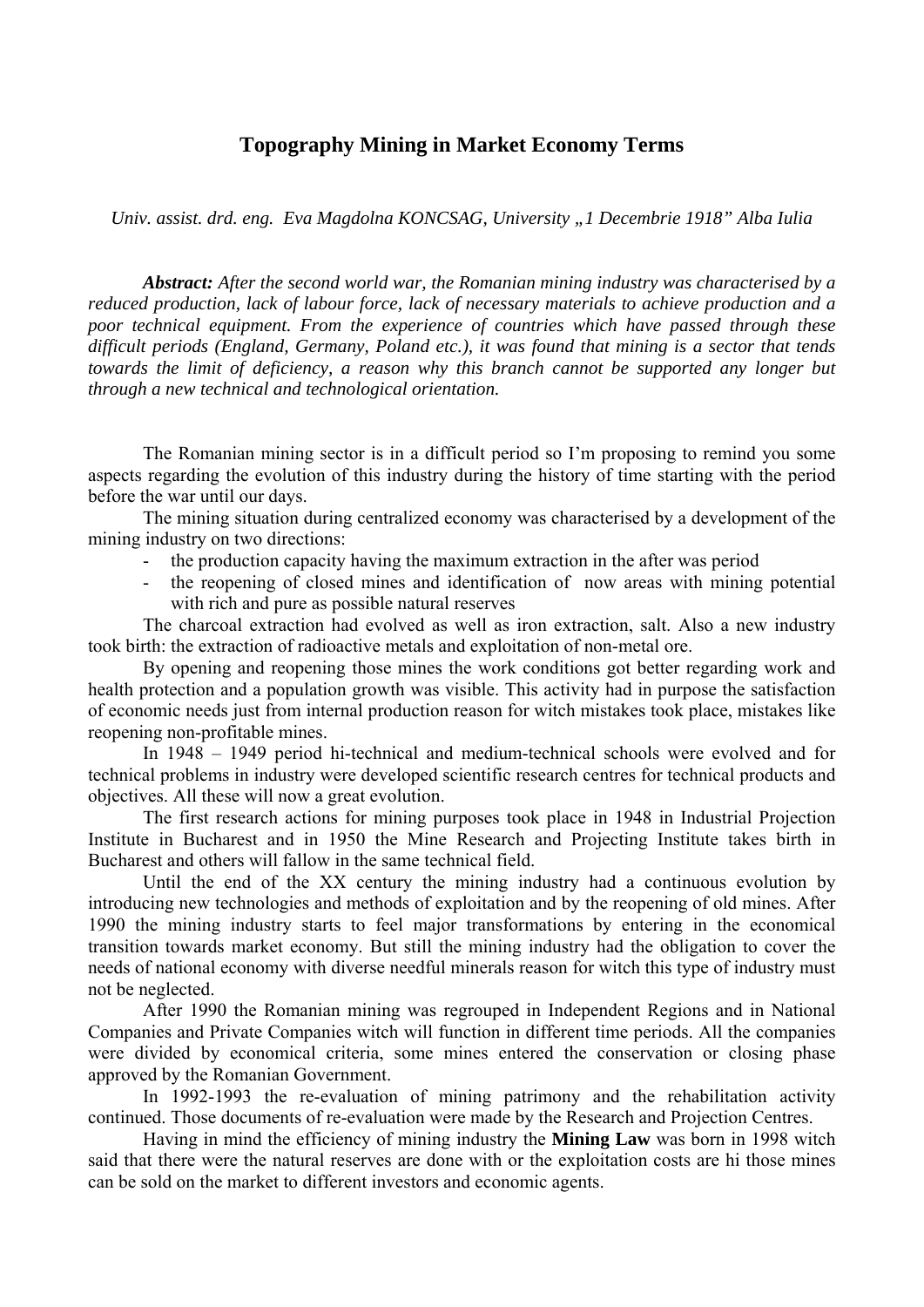# Topography Mining in Market Economy Terms

*Univ. assist. drd. eng. Eva Magdolna KONCSAG, University „1 Decembrie 1918" Alba Iulia*

***Abstract:*** *After the second world war, the Romanian mining industry was characterised by a reduced production, lack of labour force, lack of necessary materials to achieve production and a poor technical equipment. From the experience of countries which have passed through these difficult periods (England, Germany, Poland etc.), it was found that mining is a sector that tends towards the limit of deficiency, a reason why this branch cannot be supported any longer but through a new technical and technological orientation.*

The Romanian mining sector is in a difficult period so I'm proposing to remind you some aspects regarding the evolution of this industry during the history of time starting with the period before the war until our days.

The mining situation during centralized economy was characterised by a development of the mining industry on two directions:

- the production capacity having the maximum extraction in the after was period
- the reopening of closed mines and identification of now areas with mining potential with rich and pure as possible natural reserves

The charcoal extraction had evolved as well as iron extraction, salt. Also a new industry took birth: the extraction of radioactive metals and exploitation of non-metal ore.

By opening and reopening those mines the work conditions got better regarding work and health protection and a population growth was visible. This activity had in purpose the satisfaction of economic needs just from internal production reason for witch mistakes took place, mistakes like reopening non-profitable mines.

In 1948 – 1949 period hi-technical and medium-technical schools were evolved and for technical problems in industry were developed scientific research centres for technical products and objectives. All these will now a great evolution.

The first research actions for mining purposes took place in 1948 in Industrial Projection Institute in Bucharest and in 1950 the Mine Research and Projecting Institute takes birth in Bucharest and others will fallow in the same technical field.

Until the end of the XX century the mining industry had a continuous evolution by introducing new technologies and methods of exploitation and by the reopening of old mines. After 1990 the mining industry starts to feel major transformations by entering in the economical transition towards market economy. But still the mining industry had the obligation to cover the needs of national economy with diverse needful minerals reason for witch this type of industry must not be neglected.

After 1990 the Romanian mining was regrouped in Independent Regions and in National Companies and Private Companies witch will function in different time periods. All the companies were divided by economical criteria, some mines entered the conservation or closing phase approved by the Romanian Government.

In 1992-1993 the re-evaluation of mining patrimony and the rehabilitation activity continued. Those documents of re-evaluation were made by the Research and Projection Centres.

Having in mind the efficiency of mining industry the **Mining Law** was born in 1998 witch said that there were the natural reserves are done with or the exploitation costs are hi those mines can be sold on the market to different investors and economic agents.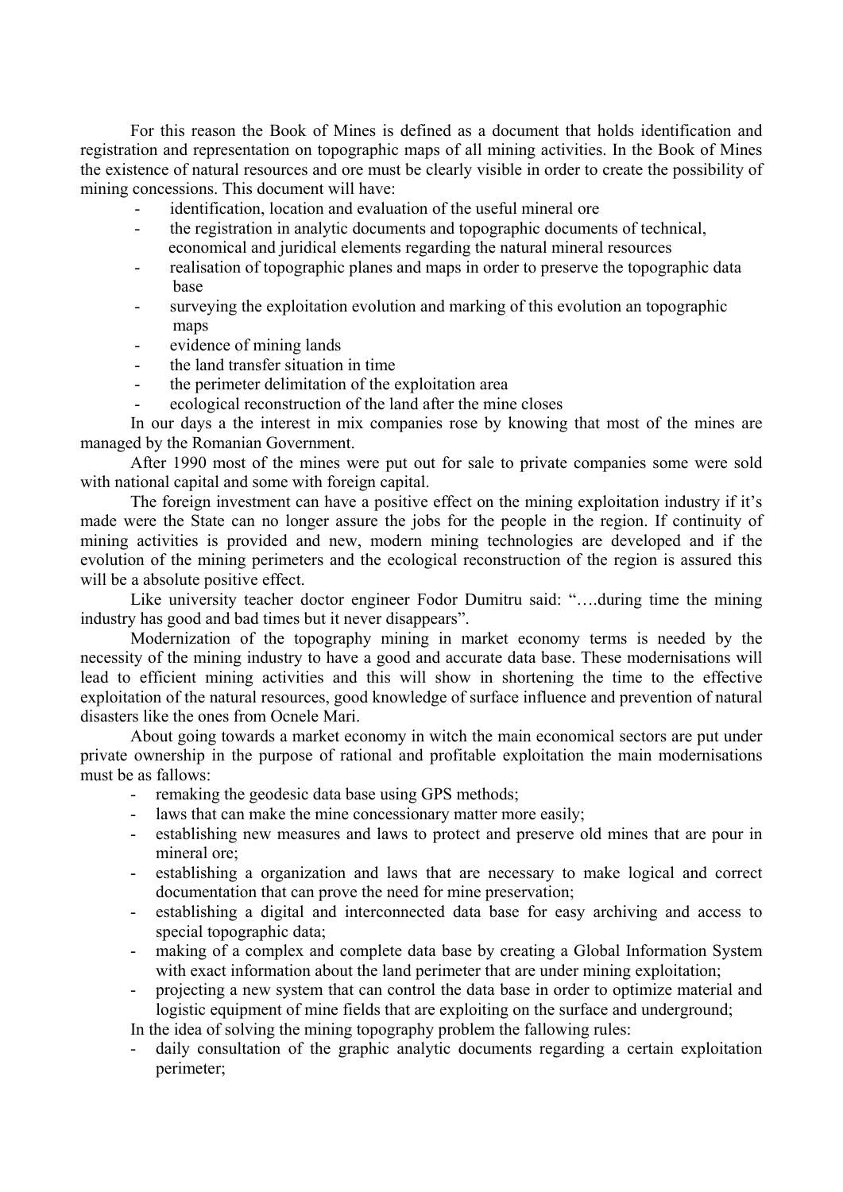For this reason the Book of Mines is defined as a document that holds identification and registration and representation on topographic maps of all mining activities. In the Book of Mines the existence of natural resources and ore must be clearly visible in order to create the possibility of mining concessions. This document will have:

- identification, location and evaluation of the useful mineral ore
- the registration in analytic documents and topographic documents of technical, economical and juridical elements regarding the natural mineral resources
- realisation of topographic planes and maps in order to preserve the topographic data base
- surveying the exploitation evolution and marking of this evolution an topographic maps
- evidence of mining lands
- the land transfer situation in time
- the perimeter delimitation of the exploitation area
- ecological reconstruction of the land after the mine closes

In our days a the interest in mix companies rose by knowing that most of the mines are managed by the Romanian Government.

After 1990 most of the mines were put out for sale to private companies some were sold with national capital and some with foreign capital.

The foreign investment can have a positive effect on the mining exploitation industry if it's made were the State can no longer assure the jobs for the people in the region. If continuity of mining activities is provided and new, modern mining technologies are developed and if the evolution of the mining perimeters and the ecological reconstruction of the region is assured this will be a absolute positive effect.

Like university teacher doctor engineer Fodor Dumitru said: "….during time the mining industry has good and bad times but it never disappears".

Modernization of the topography mining in market economy terms is needed by the necessity of the mining industry to have a good and accurate data base. These modernisations will lead to efficient mining activities and this will show in shortening the time to the effective exploitation of the natural resources, good knowledge of surface influence and prevention of natural disasters like the ones from Ocnele Mari.

About going towards a market economy in witch the main economical sectors are put under private ownership in the purpose of rational and profitable exploitation the main modernisations must be as fallows:

- remaking the geodesic data base using GPS methods;
- laws that can make the mine concessionary matter more easily;
- establishing new measures and laws to protect and preserve old mines that are pour in mineral ore;
- establishing a organization and laws that are necessary to make logical and correct documentation that can prove the need for mine preservation;
- establishing a digital and interconnected data base for easy archiving and access to special topographic data;
- making of a complex and complete data base by creating a Global Information System with exact information about the land perimeter that are under mining exploitation;
- projecting a new system that can control the data base in order to optimize material and logistic equipment of mine fields that are exploiting on the surface and underground;

In the idea of solving the mining topography problem the fallowing rules:

- daily consultation of the graphic analytic documents regarding a certain exploitation perimeter;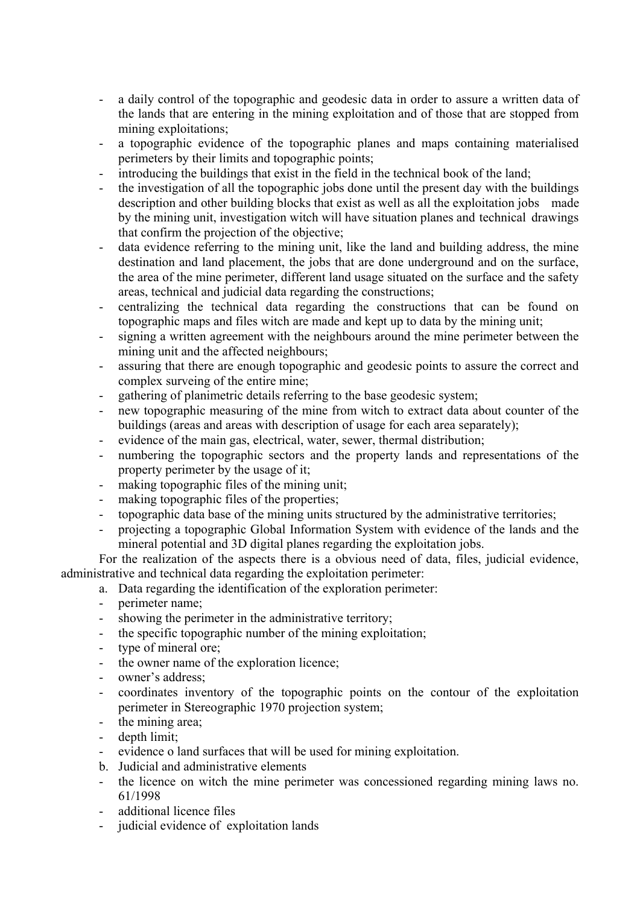- a daily control of the topographic and geodesic data in order to assure a written data of the lands that are entering in the mining exploitation and of those that are stopped from mining exploitations;
- a topographic evidence of the topographic planes and maps containing materialised perimeters by their limits and topographic points;
- introducing the buildings that exist in the field in the technical book of the land;
- the investigation of all the topographic jobs done until the present day with the buildings description and other building blocks that exist as well as all the exploitation jobs made by the mining unit, investigation witch will have situation planes and technical drawings that confirm the projection of the objective;
- data evidence referring to the mining unit, like the land and building address, the mine destination and land placement, the jobs that are done underground and on the surface, the area of the mine perimeter, different land usage situated on the surface and the safety areas, technical and judicial data regarding the constructions;
- centralizing the technical data regarding the constructions that can be found on topographic maps and files witch are made and kept up to data by the mining unit;
- signing a written agreement with the neighbours around the mine perimeter between the mining unit and the affected neighbours;
- assuring that there are enough topographic and geodesic points to assure the correct and complex surveing of the entire mine;
- gathering of planimetric details referring to the base geodesic system;
- new topographic measuring of the mine from witch to extract data about counter of the buildings (areas and areas with description of usage for each area separately);
- evidence of the main gas, electrical, water, sewer, thermal distribution;
- numbering the topographic sectors and the property lands and representations of the property perimeter by the usage of it;
- making topographic files of the mining unit;
- making topographic files of the properties;
- topographic data base of the mining units structured by the administrative territories;
- projecting a topographic Global Information System with evidence of the lands and the mineral potential and 3D digital planes regarding the exploitation jobs.

For the realization of the aspects there is a obvious need of data, files, judicial evidence, administrative and technical data regarding the exploitation perimeter:

a. Data regarding the identification of the exploration perimeter:
- perimeter name;
- showing the perimeter in the administrative territory;
- the specific topographic number of the mining exploitation;
- type of mineral ore;
- the owner name of the exploration licence;
- owner's address;
- coordinates inventory of the topographic points on the contour of the exploitation perimeter in Stereographic 1970 projection system;
- the mining area;
- depth limit;
- evidence o land surfaces that will be used for mining exploitation.

b. Judicial and administrative elements
- the licence on witch the mine perimeter was concessioned regarding mining laws no. 61/1998
- additional licence files
- judicial evidence of exploitation lands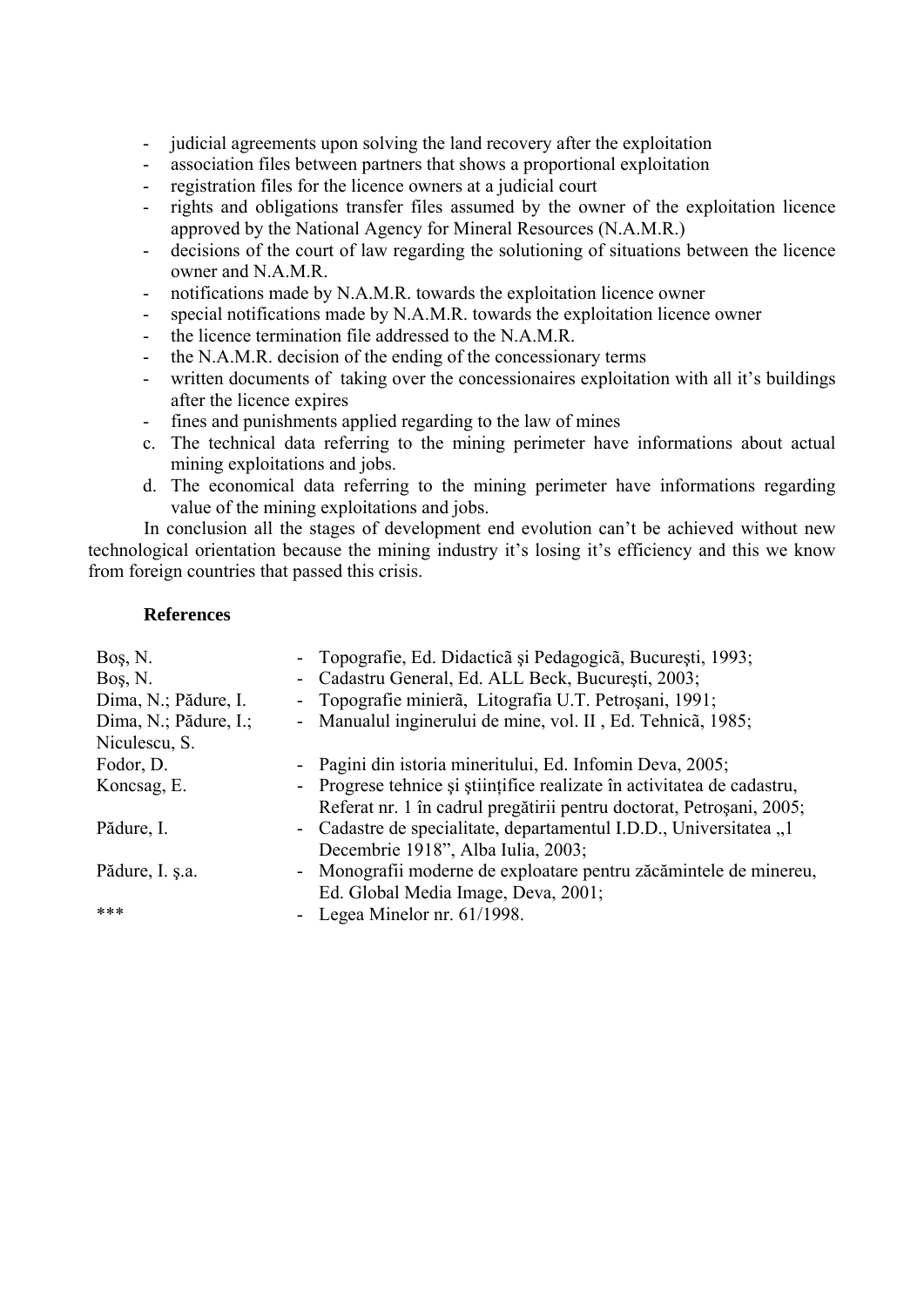- judicial agreements upon solving the land recovery after the exploitation
- association files between partners that shows a proportional exploitation
- registration files for the licence owners at a judicial court
- rights and obligations transfer files assumed by the owner of the exploitation licence approved by the National Agency for Mineral Resources (N.A.M.R.)
- decisions of the court of law regarding the solutioning of situations between the licence owner and N.A.M.R.
- notifications made by N.A.M.R. towards the exploitation licence owner
- special notifications made by N.A.M.R. towards the exploitation licence owner
- the licence termination file addressed to the N.A.M.R.
- the N.A.M.R. decision of the ending of the concessionary terms
- written documents of taking over the concessionaires exploitation with all it's buildings after the licence expires
- fines and punishments applied regarding to the law of mines

c. The technical data referring to the mining perimeter have informations about actual mining exploitations and jobs.

d. The economical data referring to the mining perimeter have informations regarding value of the mining exploitations and jobs.

In conclusion all the stages of development end evolution can't be achieved without new technological orientation because the mining industry it's losing it's efficiency and this we know from foreign countries that passed this crisis.

**References**

| | |
|---|---|
| Boş, N. | - Topografie, Ed. Didacticã şi Pedagogicã, Bucureşti, 1993; |
| Boş, N. | - Cadastru General, Ed. ALL Beck, Bucureşti, 2003; |
| Dima, N.; Pădure, I. | - Topografie minierã, Litografia U.T. Petroşani, 1991; |
| Dima, N.; Pădure, I.; Niculescu, S. | - Manualul inginerului de mine, vol. II , Ed. Tehnicã, 1985; |
| Fodor, D. | - Pagini din istoria mineritului, Ed. Infomin Deva, 2005; |
| Koncsag, E. | - Progrese tehnice şi ştiinţifice realizate în activitatea de cadastru, Referat nr. 1 în cadrul pregătirii pentru doctorat, Petroşani, 2005; |
| Pădure, I. | - Cadastre de specialitate, departamentul I.D.D., Universitatea „1 Decembrie 1918", Alba Iulia, 2003; |
| Pădure, I. ş.a. | - Monografii moderne de exploatare pentru zăcămintele de minereu, Ed. Global Media Image, Deva, 2001; |
| *** | - Legea Minelor nr. 61/1998. |